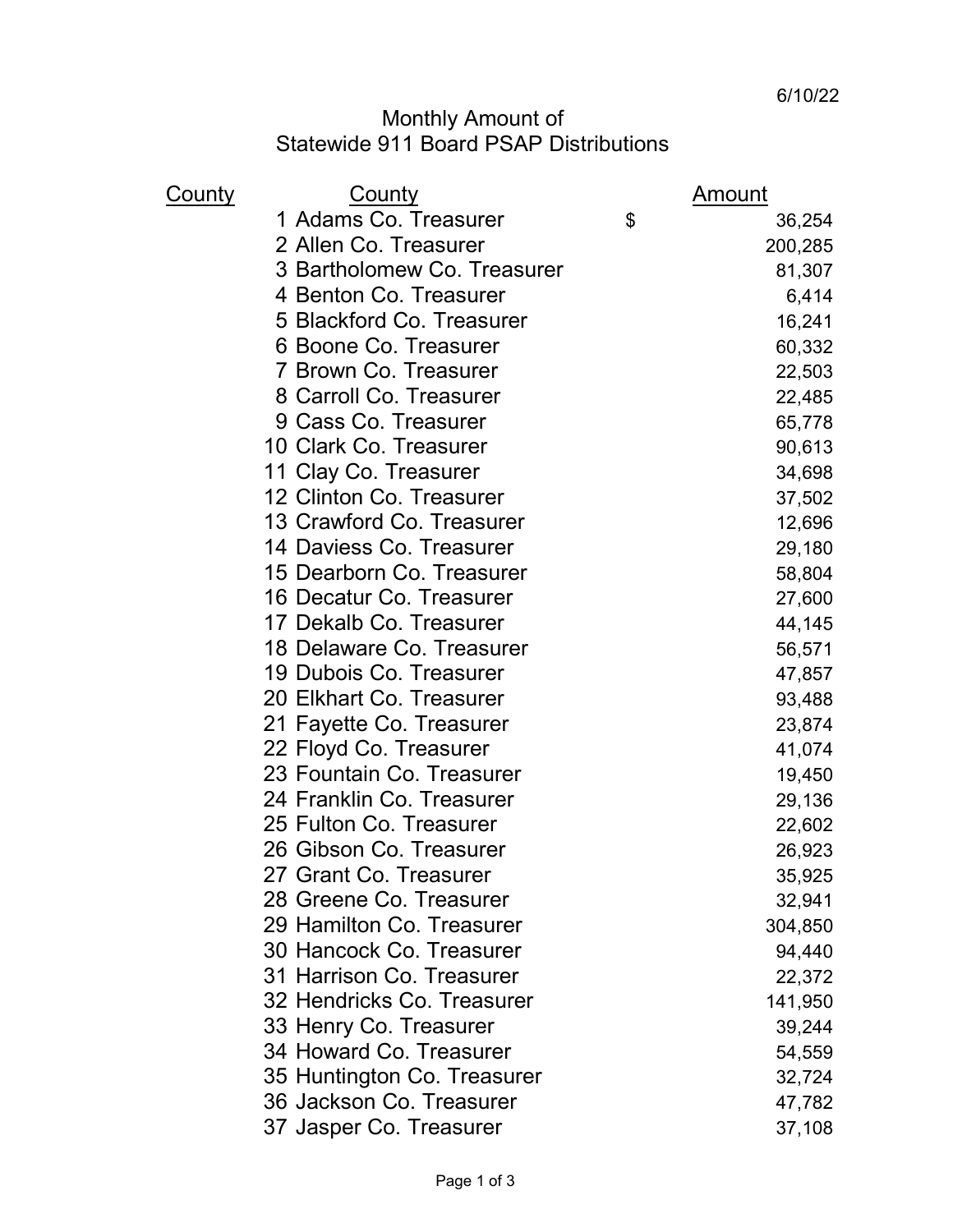6/10/22

# Monthly Amount of Statewide 911 Board PSAP Distributions

| County | County | | Amount |
|---|---|---|---|
| 1 | Adams Co. Treasurer | $ | 36,254 |
| 2 | Allen Co. Treasurer | | 200,285 |
| 3 | Bartholomew Co. Treasurer | | 81,307 |
| 4 | Benton Co. Treasurer | | 6,414 |
| 5 | Blackford Co. Treasurer | | 16,241 |
| 6 | Boone Co. Treasurer | | 60,332 |
| 7 | Brown Co. Treasurer | | 22,503 |
| 8 | Carroll Co. Treasurer | | 22,485 |
| 9 | Cass Co. Treasurer | | 65,778 |
| 10 | Clark Co. Treasurer | | 90,613 |
| 11 | Clay Co. Treasurer | | 34,698 |
| 12 | Clinton Co. Treasurer | | 37,502 |
| 13 | Crawford Co. Treasurer | | 12,696 |
| 14 | Daviess Co. Treasurer | | 29,180 |
| 15 | Dearborn Co. Treasurer | | 58,804 |
| 16 | Decatur Co. Treasurer | | 27,600 |
| 17 | Dekalb Co. Treasurer | | 44,145 |
| 18 | Delaware Co. Treasurer | | 56,571 |
| 19 | Dubois Co. Treasurer | | 47,857 |
| 20 | Elkhart Co. Treasurer | | 93,488 |
| 21 | Fayette Co. Treasurer | | 23,874 |
| 22 | Floyd Co. Treasurer | | 41,074 |
| 23 | Fountain Co. Treasurer | | 19,450 |
| 24 | Franklin Co. Treasurer | | 29,136 |
| 25 | Fulton Co. Treasurer | | 22,602 |
| 26 | Gibson Co. Treasurer | | 26,923 |
| 27 | Grant Co. Treasurer | | 35,925 |
| 28 | Greene Co. Treasurer | | 32,941 |
| 29 | Hamilton Co. Treasurer | | 304,850 |
| 30 | Hancock Co. Treasurer | | 94,440 |
| 31 | Harrison Co. Treasurer | | 22,372 |
| 32 | Hendricks Co. Treasurer | | 141,950 |
| 33 | Henry Co. Treasurer | | 39,244 |
| 34 | Howard Co. Treasurer | | 54,559 |
| 35 | Huntington Co. Treasurer | | 32,724 |
| 36 | Jackson Co. Treasurer | | 47,782 |
| 37 | Jasper Co. Treasurer | | 37,108 |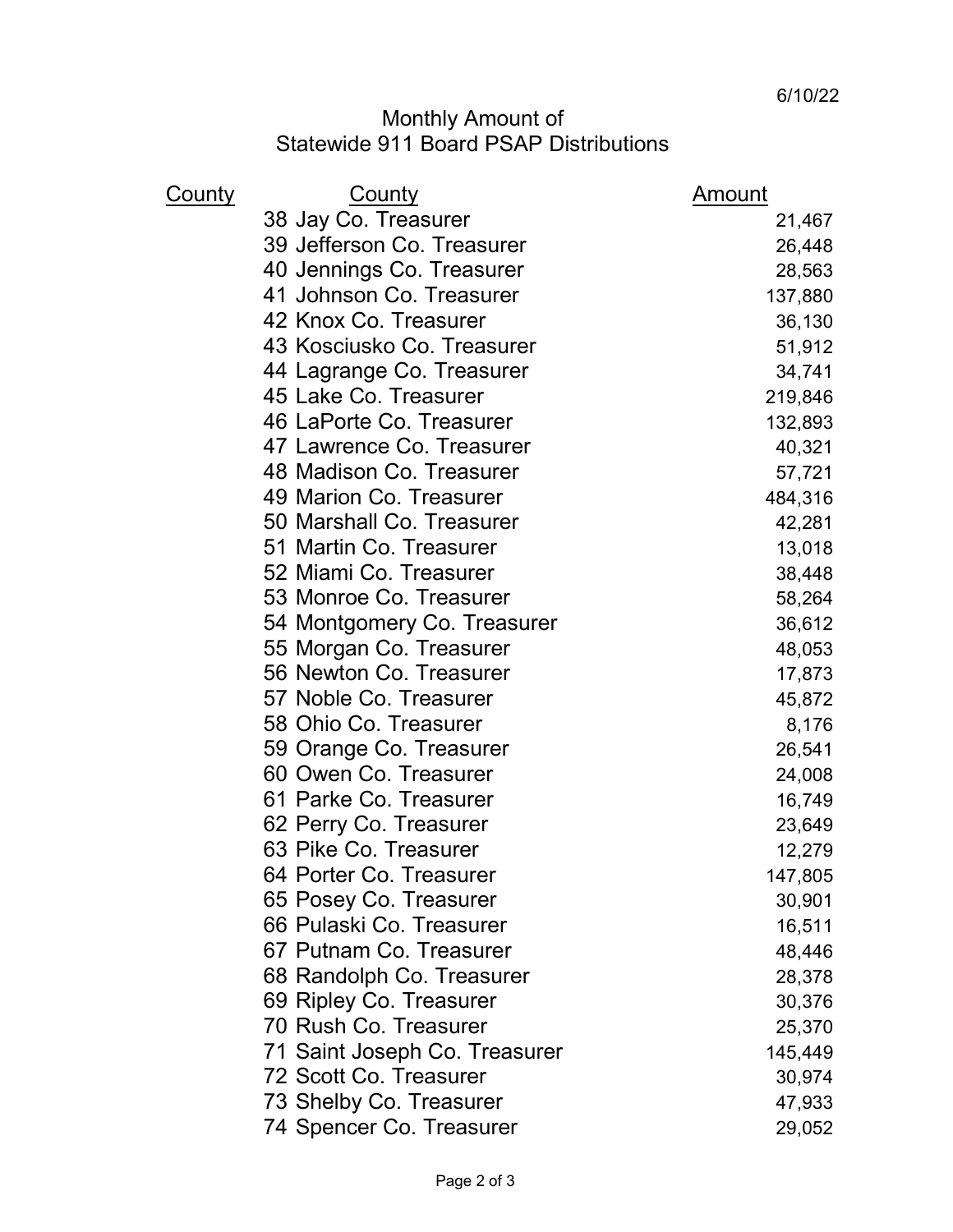6/10/22

Monthly Amount of
Statewide 911 Board PSAP Distributions

| County | County | Amount |
|---|---|---|
| | 38 Jay Co. Treasurer | 21,467 |
| | 39 Jefferson Co. Treasurer | 26,448 |
| | 40 Jennings Co. Treasurer | 28,563 |
| | 41 Johnson Co. Treasurer | 137,880 |
| | 42 Knox Co. Treasurer | 36,130 |
| | 43 Kosciusko Co. Treasurer | 51,912 |
| | 44 Lagrange Co. Treasurer | 34,741 |
| | 45 Lake Co. Treasurer | 219,846 |
| | 46 LaPorte Co. Treasurer | 132,893 |
| | 47 Lawrence Co. Treasurer | 40,321 |
| | 48 Madison Co. Treasurer | 57,721 |
| | 49 Marion Co. Treasurer | 484,316 |
| | 50 Marshall Co. Treasurer | 42,281 |
| | 51 Martin Co. Treasurer | 13,018 |
| | 52 Miami Co. Treasurer | 38,448 |
| | 53 Monroe Co. Treasurer | 58,264 |
| | 54 Montgomery Co. Treasurer | 36,612 |
| | 55 Morgan Co. Treasurer | 48,053 |
| | 56 Newton Co. Treasurer | 17,873 |
| | 57 Noble Co. Treasurer | 45,872 |
| | 58 Ohio Co. Treasurer | 8,176 |
| | 59 Orange Co. Treasurer | 26,541 |
| | 60 Owen Co. Treasurer | 24,008 |
| | 61 Parke Co. Treasurer | 16,749 |
| | 62 Perry Co. Treasurer | 23,649 |
| | 63 Pike Co. Treasurer | 12,279 |
| | 64 Porter Co. Treasurer | 147,805 |
| | 65 Posey Co. Treasurer | 30,901 |
| | 66 Pulaski Co. Treasurer | 16,511 |
| | 67 Putnam Co. Treasurer | 48,446 |
| | 68 Randolph Co. Treasurer | 28,378 |
| | 69 Ripley Co. Treasurer | 30,376 |
| | 70 Rush Co. Treasurer | 25,370 |
| | 71 Saint Joseph Co. Treasurer | 145,449 |
| | 72 Scott Co. Treasurer | 30,974 |
| | 73 Shelby Co. Treasurer | 47,933 |
| | 74 Spencer Co. Treasurer | 29,052 |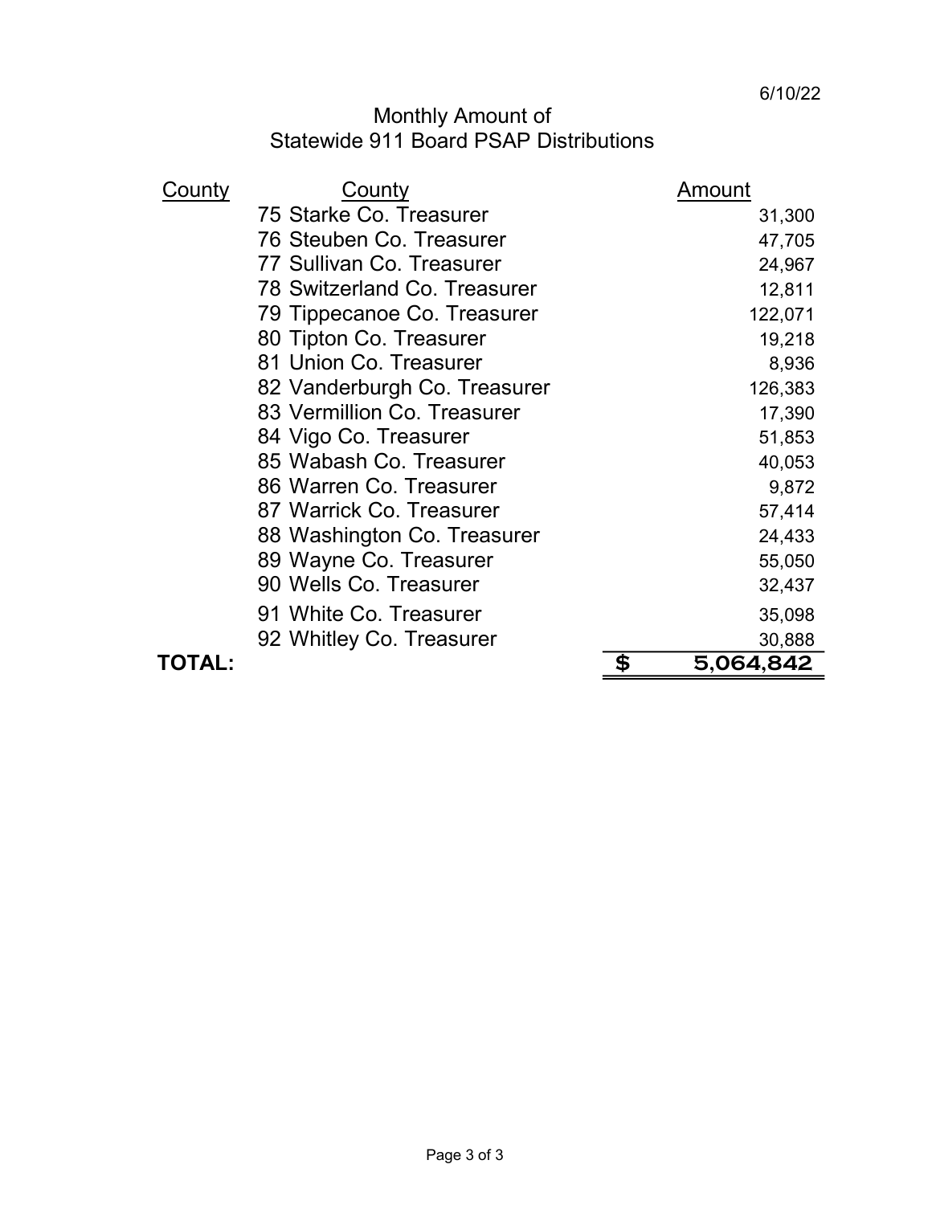6/10/22

# Monthly Amount of Statewide 911 Board PSAP Distributions

| County | County | Amount |
|---|---|---|
| | 75 Starke Co. Treasurer | 31,300 |
| | 76 Steuben Co. Treasurer | 47,705 |
| | 77 Sullivan Co. Treasurer | 24,967 |
| | 78 Switzerland Co. Treasurer | 12,811 |
| | 79 Tippecanoe Co. Treasurer | 122,071 |
| | 80 Tipton Co. Treasurer | 19,218 |
| | 81 Union Co. Treasurer | 8,936 |
| | 82 Vanderburgh Co. Treasurer | 126,383 |
| | 83 Vermillion Co. Treasurer | 17,390 |
| | 84 Vigo Co. Treasurer | 51,853 |
| | 85 Wabash Co. Treasurer | 40,053 |
| | 86 Warren Co. Treasurer | 9,872 |
| | 87 Warrick Co. Treasurer | 57,414 |
| | 88 Washington Co. Treasurer | 24,433 |
| | 89 Wayne Co. Treasurer | 55,050 |
| | 90 Wells Co. Treasurer | 32,437 |
| | 91 White Co. Treasurer | 35,098 |
| | 92 Whitley Co. Treasurer | 30,888 |
| **TOTAL:** | | **$ 5,064,842** |